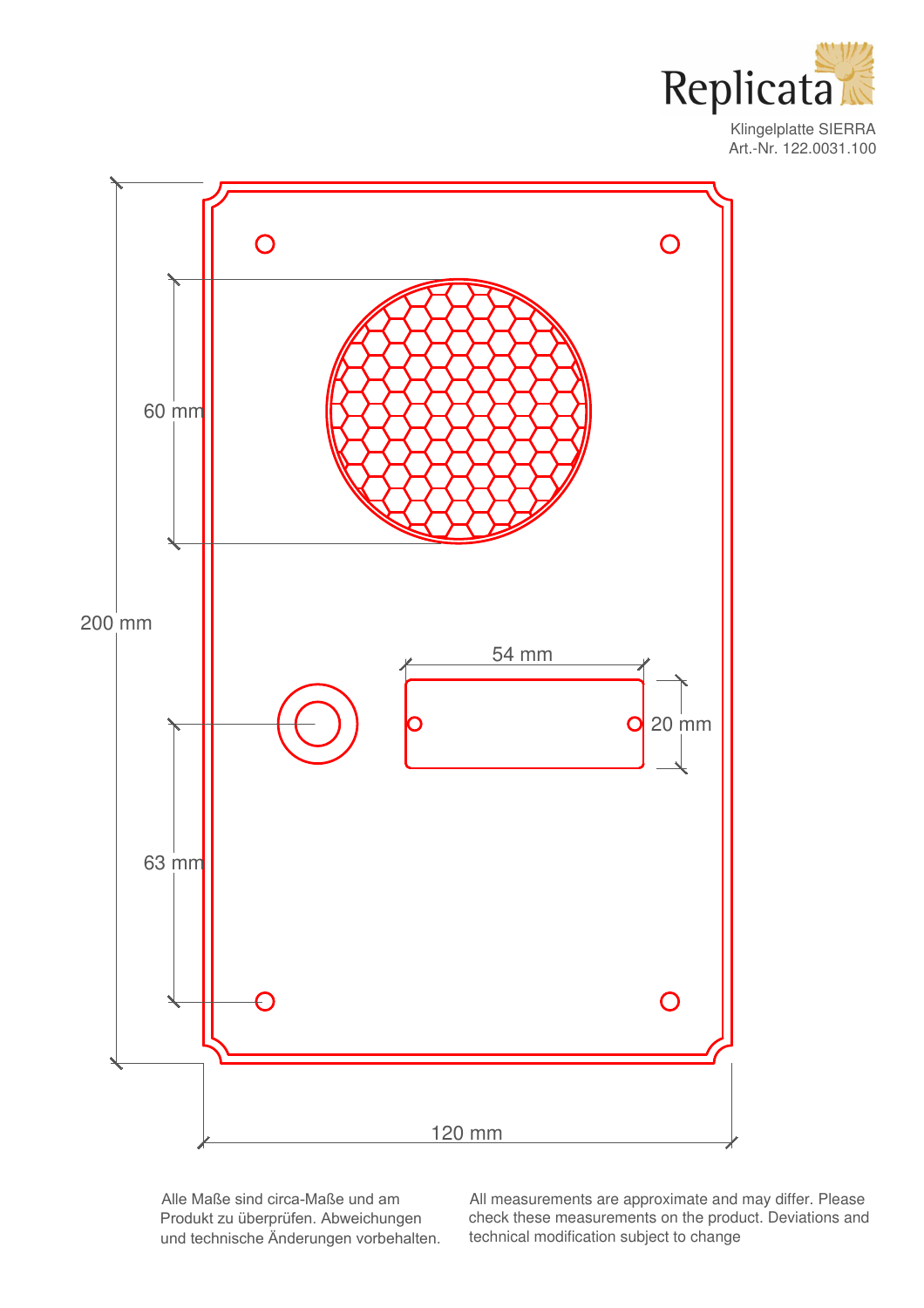Replicata

Klingelplatte SIERRA
Art.-Nr. 122.0031.100

60 mm

200 mm

54 mm

20 mm

63 mm

120 mm

Alle Maße sind circa-Maße und am Produkt zu überprüfen. Abweichungen und technische Änderungen vorbehalten.

All measurements are approximate and may differ. Please check these measurements on the product. Deviations and technical modification subject to change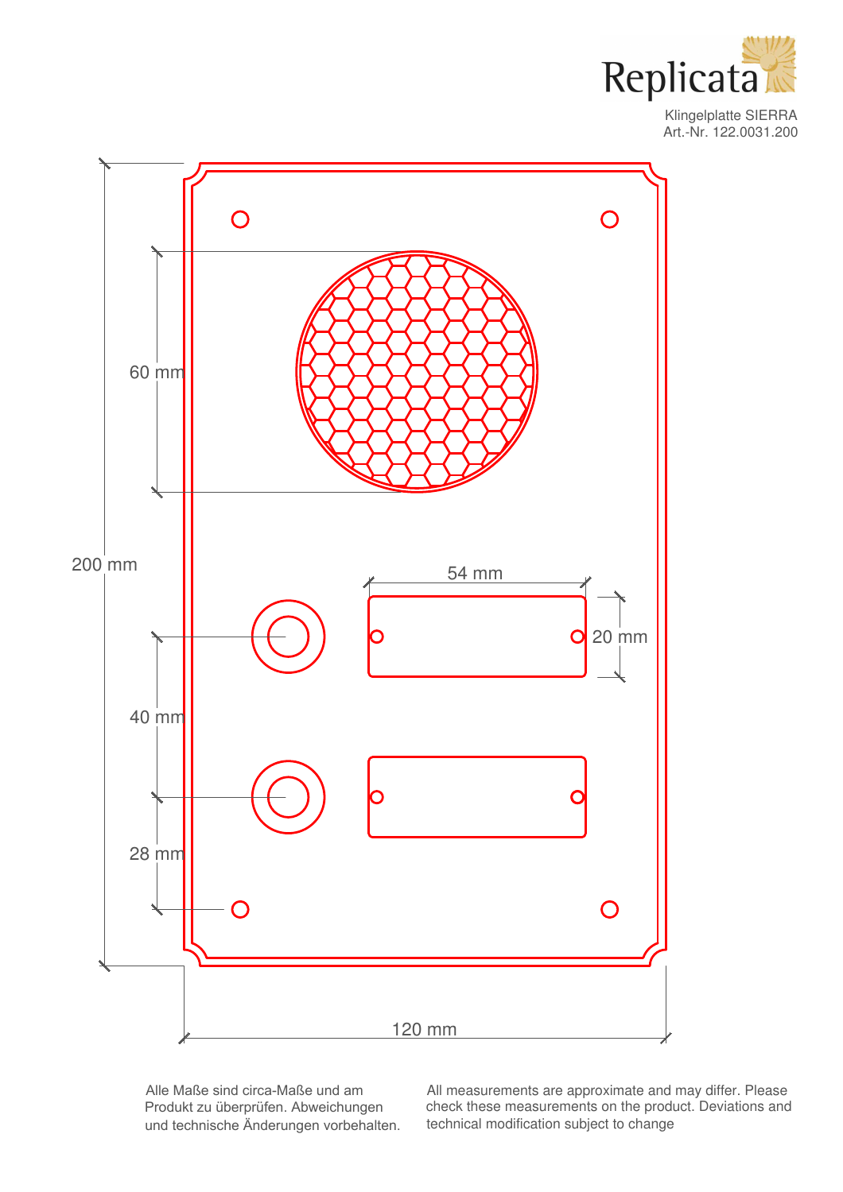Replicata

Klingelplatte SIERRA
Art.-Nr. 122.0031.200

60 mm

200 mm

54 mm

20 mm

40 mm

28 mm

120 mm

Alle Maße sind circa-Maße und am Produkt zu überprüfen. Abweichungen und technische Änderungen vorbehalten.

All measurements are approximate and may differ. Please check these measurements on the product. Deviations and technical modification subject to change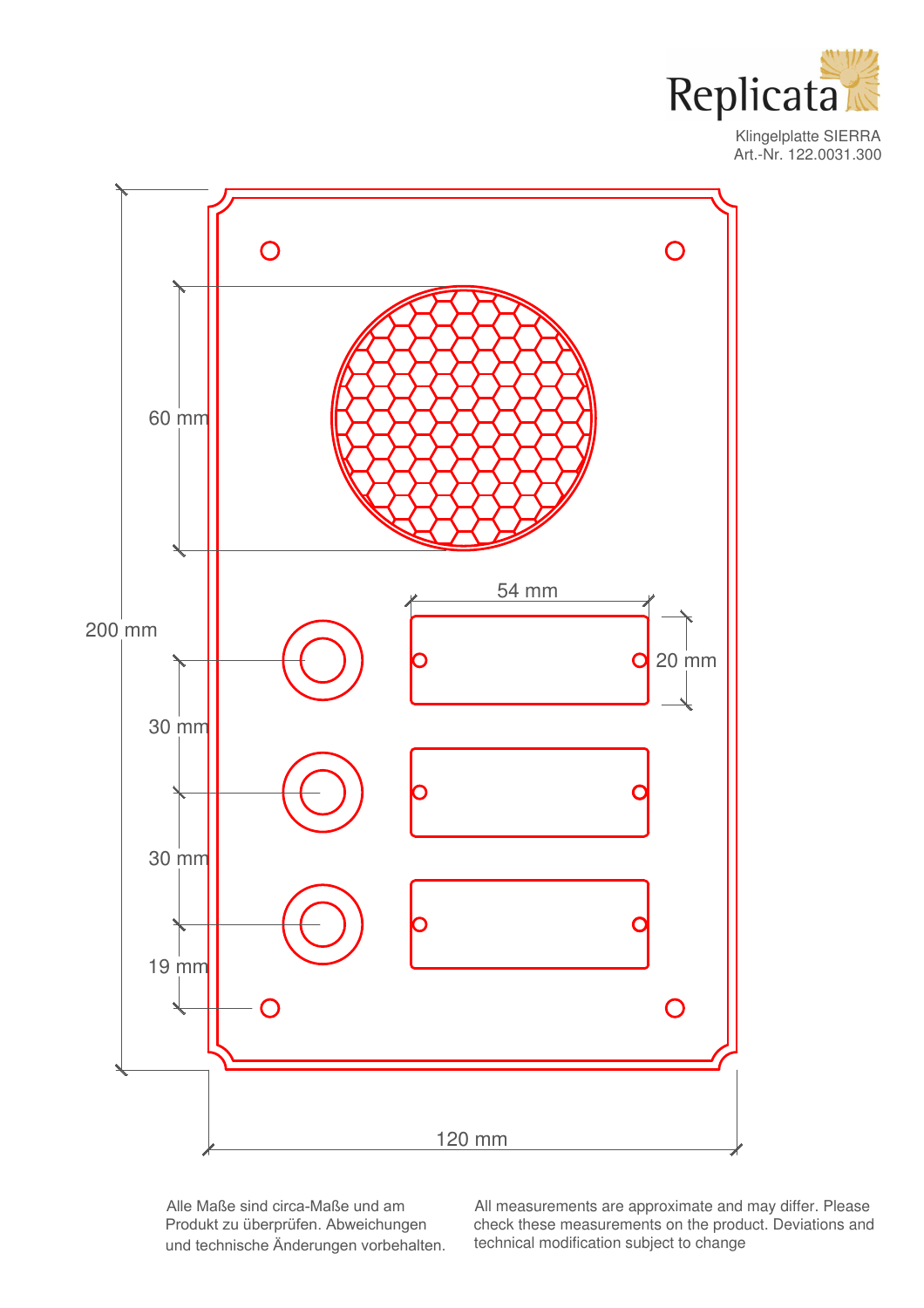Replicata

Klingelplatte SIERRA
Art.-Nr. 122.0031.300

60 mm

54 mm

20 mm

200 mm

30 mm

30 mm

19 mm

120 mm

Alle Maße sind circa-Maße und am Produkt zu überprüfen. Abweichungen und technische Änderungen vorbehalten.

All measurements are approximate and may differ. Please check these measurements on the product. Deviations and technical modification subject to change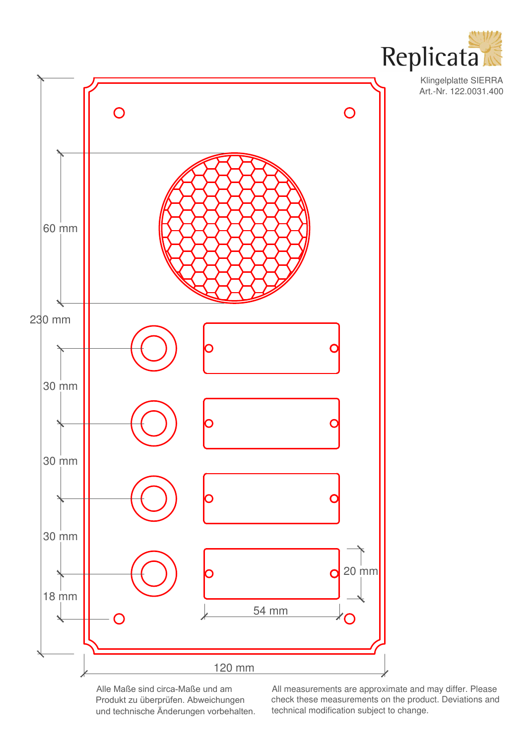Replicata

Klingelplatte SIERRA
Art.-Nr. 122.0031.400

60 mm

230 mm

30 mm

30 mm

30 mm

18 mm

20 mm

54 mm

120 mm

Alle Maße sind circa-Maße und am Produkt zu überprüfen. Abweichungen und technische Änderungen vorbehalten.

All measurements are approximate and may differ. Please check these measurements on the product. Deviations and technical modification subject to change.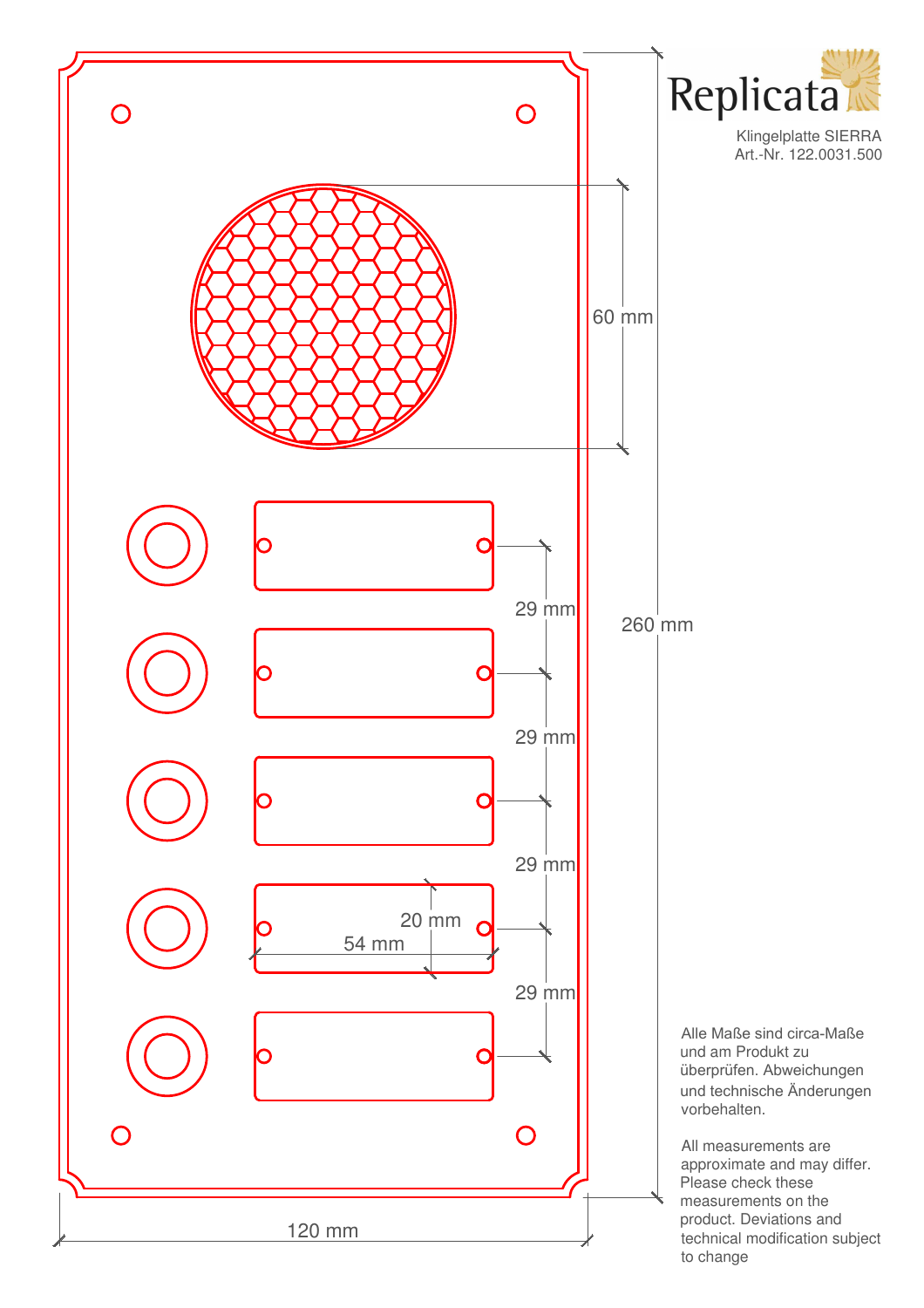Replicata

Klingelplatte SIERRA
Art.-Nr. 122.0031.500

60 mm

260 mm

29 mm

29 mm

29 mm

20 mm

54 mm

29 mm

120 mm

Alle Maße sind circa-Maße und am Produkt zu überprüfen. Abweichungen und technische Änderungen vorbehalten.

All measurements are approximate and may differ. Please check these measurements on the product. Deviations and technical modification subject to change